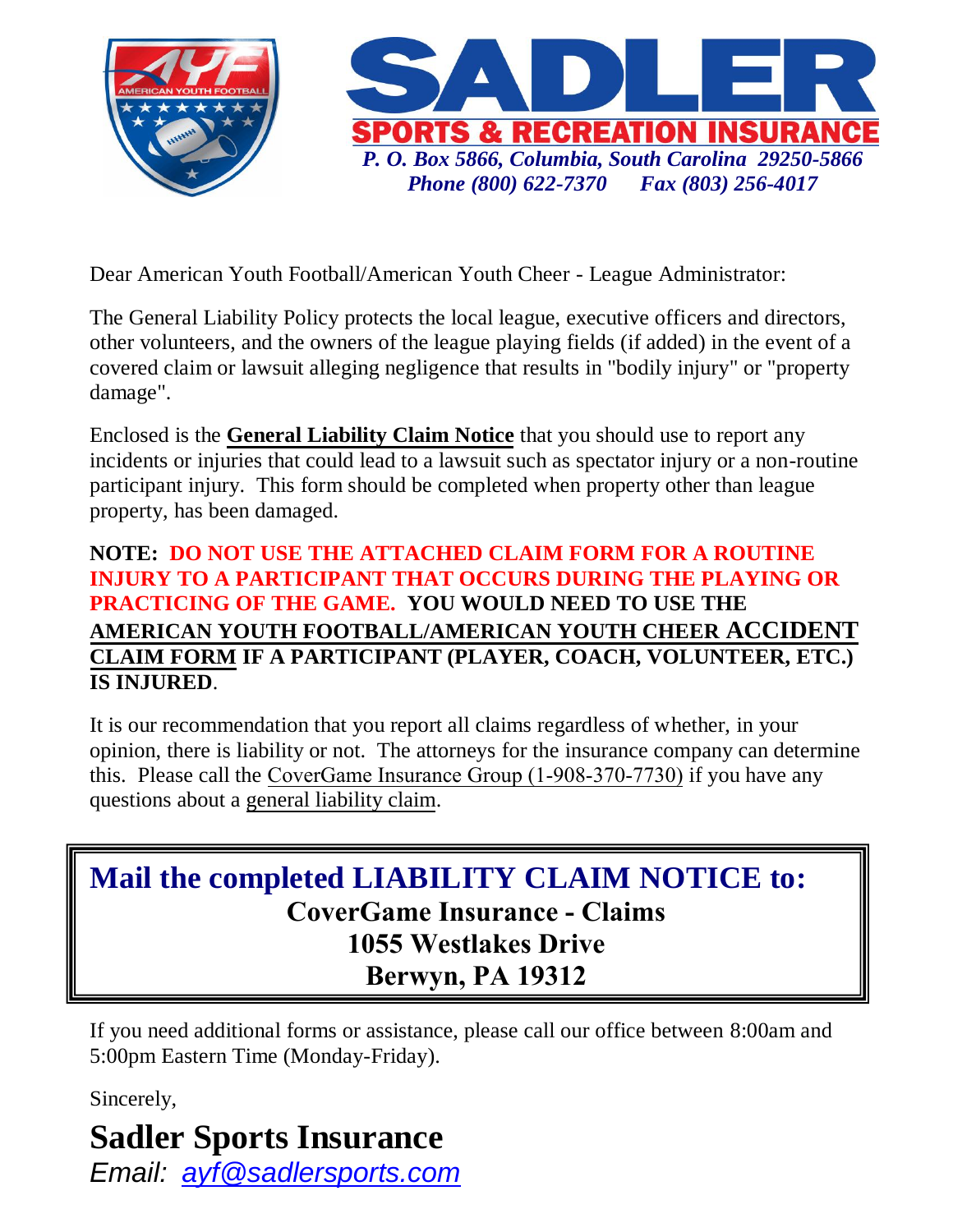# SADLER

## SPORTS & RECREATION INSURANCE

*P. O. Box 5866, Columbia, South Carolina 29250-5866*
*Phone (800) 622-7370 Fax (803) 256-4017*

Dear American Youth Football/American Youth Cheer - League Administrator:

The General Liability Policy protects the local league, executive officers and directors, other volunteers, and the owners of the league playing fields (if added) in the event of a covered claim or lawsuit alleging negligence that results in "bodily injury" or "property damage".

Enclosed is the **General Liability Claim Notice** that you should use to report any incidents or injuries that could lead to a lawsuit such as spectator injury or a non-routine participant injury. This form should be completed when property other than league property, has been damaged.

**NOTE: DO NOT USE THE ATTACHED CLAIM FORM FOR A ROUTINE INJURY TO A PARTICIPANT THAT OCCURS DURING THE PLAYING OR PRACTICING OF THE GAME. YOU WOULD NEED TO USE THE AMERICAN YOUTH FOOTBALL/AMERICAN YOUTH CHEER ACCIDENT CLAIM FORM IF A PARTICIPANT (PLAYER, COACH, VOLUNTEER, ETC.) IS INJURED**.

It is our recommendation that you report all claims regardless of whether, in your opinion, there is liability or not. The attorneys for the insurance company can determine this. Please call the CoverGame Insurance Group (1-908-370-7730) if you have any questions about a general liability claim.

**Mail the completed LIABILITY CLAIM NOTICE to:**
**CoverGame Insurance - Claims**
**1055 Westlakes Drive**
**Berwyn, PA 19312**

If you need additional forms or assistance, please call our office between 8:00am and 5:00pm Eastern Time (Monday-Friday).

Sincerely,

**Sadler Sports Insurance**
*Email: ayf@sadlersports.com*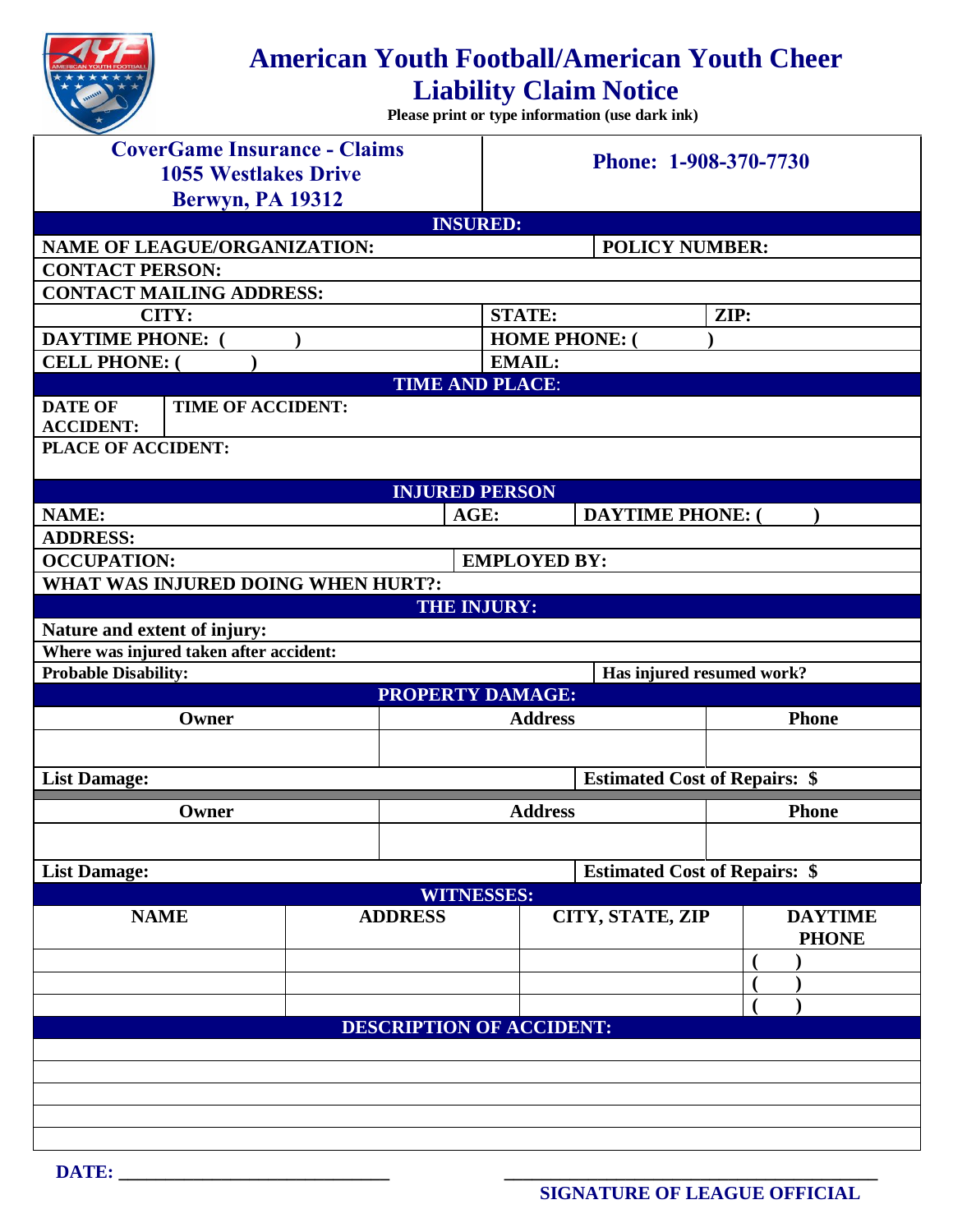# American Youth Football/American Youth Cheer
# Liability Claim Notice

**Please print or type information (use dark ink)**

| | |
|---|---|
| **CoverGame Insurance - Claims**<br>**1055 Westlakes Drive**<br>**Berwyn, PA 19312** | **Phone: 1-908-370-7730** |

## INSURED:

| | | |
|---|---|---|
| **NAME OF LEAGUE/ORGANIZATION:** | | **POLICY NUMBER:** |
| **CONTACT PERSON:** | | |
| **CONTACT MAILING ADDRESS:** | | |
| **CITY:** | **STATE:** | **ZIP:** |
| **DAYTIME PHONE: (       )** | **HOME PHONE: (       )** | |
| **CELL PHONE: (       )** | **EMAIL:** | |

## TIME AND PLACE:

| | |
|---|---|
| **DATE OF ACCIDENT:** | **TIME OF ACCIDENT:** |
| **PLACE OF ACCIDENT:** | |

## INJURED PERSON

| | | |
|---|---|---|
| **NAME:** | **AGE:** | **DAYTIME PHONE: (       )** |
| **ADDRESS:** | | |
| **OCCUPATION:** | **EMPLOYED BY:** | |
| **WHAT WAS INJURED DOING WHEN HURT?:** | | |

## THE INJURY:

| | |
|---|---|
| **Nature and extent of injury:** | |
| **Where was injured taken after accident:** | |
| **Probable Disability:** | **Has injured resumed work?** |

## PROPERTY DAMAGE:

| Owner | Address | Phone |
|---|---|---|
| | | |
| **List Damage:** | **Estimated Cost of Repairs: $** | |

| Owner | Address | Phone |
|---|---|---|
| | | |
| **List Damage:** | **Estimated Cost of Repairs: $** | |

## WITNESSES:

| NAME | ADDRESS | CITY, STATE, ZIP | DAYTIME PHONE |
|---|---|---|---|
| | | | (       ) |
| | | | (       ) |
| | | | (       ) |

## DESCRIPTION OF ACCIDENT:

&nbsp;

**DATE: ______________________________**

**______________________________**
**SIGNATURE OF LEAGUE OFFICIAL**